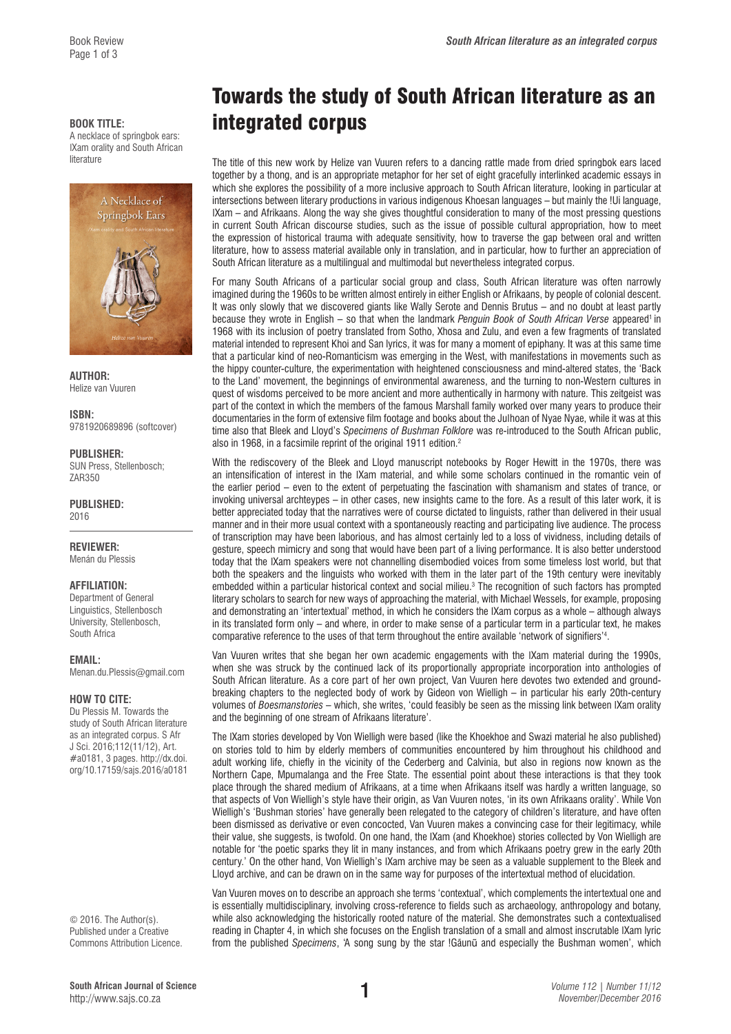# Towards the study of South African literature as an integrated corpus

**BOOK TITLE:**
A necklace of springbok ears: |Xam orality and South African literature

**AUTHOR:**
Helize van Vuuren

**ISBN:**
9781920689896 (softcover)

**PUBLISHER:**
SUN Press, Stellenbosch; ZAR350

**PUBLISHED:**
2016

**REVIEWER:**
Menán du Plessis

**AFFILIATION:**
Department of General Linguistics, Stellenbosch University, Stellenbosch, South Africa

**EMAIL:**
Menan.du.Plessis@gmail.com

**HOW TO CITE:**
Du Plessis M. Towards the study of South African literature as an integrated corpus. S Afr J Sci. 2016;112(11/12), Art. #a0181, 3 pages. http://dx.doi.org/10.17159/sajs.2016/a0181

© 2016. The Author(s). Published under a Creative Commons Attribution Licence.

The title of this new work by Helize van Vuuren refers to a dancing rattle made from dried springbok ears laced together by a thong, and is an appropriate metaphor for her set of eight gracefully interlinked academic essays in which she explores the possibility of a more inclusive approach to South African literature, looking in particular at intersections between literary productions in various indigenous Khoesan languages – but mainly the !Ui language, |Xam – and Afrikaans. Along the way she gives thoughtful consideration to many of the most pressing questions in current South African discourse studies, such as the issue of possible cultural appropriation, how to meet the expression of historical trauma with adequate sensitivity, how to traverse the gap between oral and written literature, how to assess material available only in translation, and in particular, how to further an appreciation of South African literature as a multilingual and multimodal but nevertheless integrated corpus.

For many South Africans of a particular social group and class, South African literature was often narrowly imagined during the 1960s to be written almost entirely in either English or Afrikaans, by people of colonial descent. It was only slowly that we discovered giants like Wally Serote and Dennis Brutus – and no doubt at least partly because they wrote in English – so that when the landmark *Penguin Book of South African Verse* appeared[1] in 1968 with its inclusion of poetry translated from Sotho, Xhosa and Zulu, and even a few fragments of translated material intended to represent Khoi and San lyrics, it was for many a moment of epiphany. It was at this same time that a particular kind of neo-Romanticism was emerging in the West, with manifestations in movements such as the hippy counter-culture, the experimentation with heightened consciousness and mind-altered states, the 'Back to the Land' movement, the beginnings of environmental awareness, and the turning to non-Western cultures in quest of wisdoms perceived to be more ancient and more authentically in harmony with nature. This zeitgeist was part of the context in which the members of the famous Marshall family worked over many years to produce their documentaries in the form of extensive film footage and books about the Ju|hoan of Nyae Nyae, while it was at this time also that Bleek and Lloyd's *Specimens of Bushman Folklore* was re-introduced to the South African public, also in 1968, in a facsimile reprint of the original 1911 edition.[2]

With the rediscovery of the Bleek and Lloyd manuscript notebooks by Roger Hewitt in the 1970s, there was an intensification of interest in the |Xam material, and while some scholars continued in the romantic vein of the earlier period – even to the extent of perpetuating the fascination with shamanism and states of trance, or invoking universal archteypes – in other cases, new insights came to the fore. As a result of this later work, it is better appreciated today that the narratives were of course dictated to linguists, rather than delivered in their usual manner and in their more usual context with a spontaneously reacting and participating live audience. The process of transcription may have been laborious, and has almost certainly led to a loss of vividness, including details of gesture, speech mimicry and song that would have been part of a living performance. It is also better understood today that the |Xam speakers were not channelling disembodied voices from some timeless lost world, but that both the speakers and the linguists who worked with them in the later part of the 19th century were inevitably embedded within a particular historical context and social milieu.[3] The recognition of such factors has prompted literary scholars to search for new ways of approaching the material, with Michael Wessels, for example, proposing and demonstrating an 'intertextual' method, in which he considers the |Xam corpus as a whole – although always in its translated form only – and where, in order to make sense of a particular term in a particular text, he makes comparative reference to the uses of that term throughout the entire available 'network of signifiers'[4].

Van Vuuren writes that she began her own academic engagements with the |Xam material during the 1990s, when she was struck by the continued lack of its proportionally appropriate incorporation into anthologies of South African literature. As a core part of her own project, Van Vuuren here devotes two extended and ground-breaking chapters to the neglected body of work by Gideon von Wielligh – in particular his early 20th-century volumes of *Boesmanstories* – which, she writes, 'could feasibly be seen as the missing link between |Xam orality and the beginning of one stream of Afrikaans literature'.

The |Xam stories developed by Von Wielligh were based (like the Khoekhoe and Swazi material he also published) on stories told to him by elderly members of communities encountered by him throughout his childhood and adult working life, chiefly in the vicinity of the Cederberg and Calvinia, but also in regions now known as the Northern Cape, Mpumalanga and the Free State. The essential point about these interactions is that they took place through the shared medium of Afrikaans, at a time when Afrikaans itself was hardly a written language, so that aspects of Von Wielligh's style have their origin, as Van Vuuren notes, 'in its own Afrikaans orality'. While Von Wielligh's 'Bushman stories' have generally been relegated to the category of children's literature, and have often been dismissed as derivative or even concocted, Van Vuuren makes a convincing case for their legitimacy, while their value, she suggests, is twofold. On one hand, the |Xam (and Khoekhoe) stories collected by Von Wielligh are notable for 'the poetic sparks they lit in many instances, and from which Afrikaans poetry grew in the early 20th century.' On the other hand, Von Wielligh's |Xam archive may be seen as a valuable supplement to the Bleek and Lloyd archive, and can be drawn on in the same way for purposes of the intertextual method of elucidation.

Van Vuuren moves on to describe an approach she terms 'contextual', which complements the intertextual one and is essentially multidisciplinary, involving cross-reference to fields such as archaeology, anthropology and botany, while also acknowledging the historically rooted nature of the material. She demonstrates such a contextualised reading in Chapter 4, in which she focuses on the English translation of a small and almost inscrutable |Xam lyric from the published *Specimens*, 'A song sung by the star !Gãunũ and especially the Bushman women', which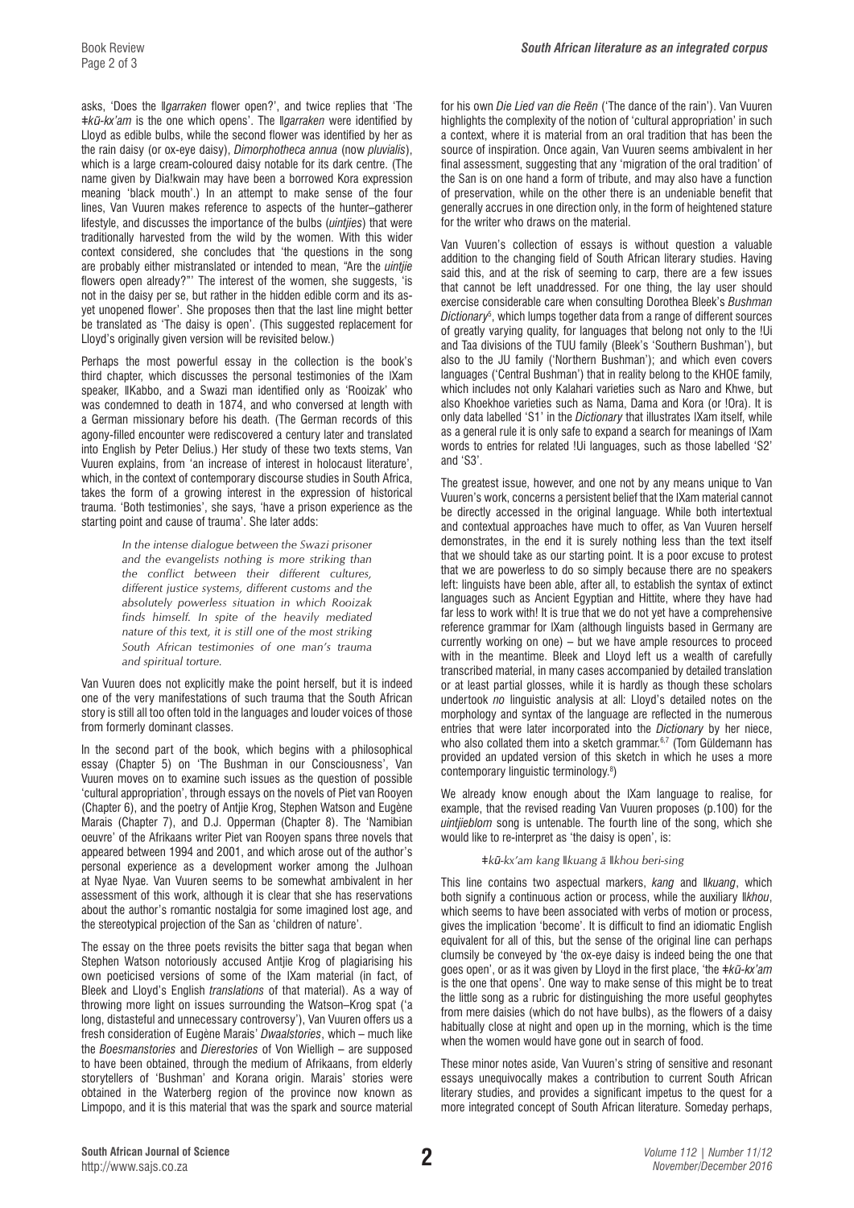asks, 'Does the ǁ*garraken* flower open?', and twice replies that 'The ǂ*kū-kx'am* is the one which opens'. The ǁ*garraken* were identified by Lloyd as edible bulbs, while the second flower was identified by her as the rain daisy (or ox-eye daisy), *Dimorphotheca annua* (now *pluvialis*), which is a large cream-coloured daisy notable for its dark centre. (The name given by Dia!kwain may have been a borrowed Kora expression meaning 'black mouth'.) In an attempt to make sense of the four lines, Van Vuuren makes reference to aspects of the hunter–gatherer lifestyle, and discusses the importance of the bulbs (*uintjies*) that were traditionally harvested from the wild by the women. With this wider context considered, she concludes that 'the questions in the song are probably either mistranslated or intended to mean, "Are the *uintjie* flowers open already?"' The interest of the women, she suggests, 'is not in the daisy per se, but rather in the hidden edible corm and its as-yet unopened flower'. She proposes then that the last line might better be translated as 'The daisy is open'. (This suggested replacement for Lloyd's originally given version will be revisited below.)

Perhaps the most powerful essay in the collection is the book's third chapter, which discusses the personal testimonies of the ǀXam speaker, ǁKabbo, and a Swazi man identified only as 'Rooizak' who was condemned to death in 1874, and who conversed at length with a German missionary before his death. (The German records of this agony-filled encounter were rediscovered a century later and translated into English by Peter Delius.) Her study of these two texts stems, Van Vuuren explains, from 'an increase of interest in holocaust literature', which, in the context of contemporary discourse studies in South Africa, takes the form of a growing interest in the expression of historical trauma. 'Both testimonies', she says, 'have a prison experience as the starting point and cause of trauma'. She later adds:

> *In the intense dialogue between the Swazi prisoner and the evangelists nothing is more striking than the conflict between their different cultures, different justice systems, different customs and the absolutely powerless situation in which Rooizak finds himself. In spite of the heavily mediated nature of this text, it is still one of the most striking South African testimonies of one man's trauma and spiritual torture.*

Van Vuuren does not explicitly make the point herself, but it is indeed one of the very manifestations of such trauma that the South African story is still all too often told in the languages and louder voices of those from formerly dominant classes.

In the second part of the book, which begins with a philosophical essay (Chapter 5) on 'The Bushman in our Consciousness', Van Vuuren moves on to examine such issues as the question of possible 'cultural appropriation', through essays on the novels of Piet van Rooyen (Chapter 6), and the poetry of Antjie Krog, Stephen Watson and Eugène Marais (Chapter 7), and D.J. Opperman (Chapter 8). The 'Namibian oeuvre' of the Afrikaans writer Piet van Rooyen spans three novels that appeared between 1994 and 2001, and which arose out of the author's personal experience as a development worker among the Juǀhoan at Nyae Nyae. Van Vuuren seems to be somewhat ambivalent in her assessment of this work, although it is clear that she has reservations about the author's romantic nostalgia for some imagined lost age, and the stereotypical projection of the San as 'children of nature'.

The essay on the three poets revisits the bitter saga that began when Stephen Watson notoriously accused Antjie Krog of plagiarising his own poeticised versions of some of the ǀXam material (in fact, of Bleek and Lloyd's English *translations* of that material). As a way of throwing more light on issues surrounding the Watson–Krog spat ('a long, distasteful and unnecessary controversy'), Van Vuuren offers us a fresh consideration of Eugène Marais' *Dwaalstories*, which – much like the *Boesmanstories* and *Dierestories* of Von Wielligh – are supposed to have been obtained, through the medium of Afrikaans, from elderly storytellers of 'Bushman' and Korana origin. Marais' stories were obtained in the Waterberg region of the province now known as Limpopo, and it is this material that was the spark and source material for his own *Die Lied van die Reën* ('The dance of the rain'). Van Vuuren highlights the complexity of the notion of 'cultural appropriation' in such a context, where it is material from an oral tradition that has been the source of inspiration. Once again, Van Vuuren seems ambivalent in her final assessment, suggesting that any 'migration of the oral tradition' of the San is on one hand a form of tribute, and may also have a function of preservation, while on the other there is an undeniable benefit that generally accrues in one direction only, in the form of heightened stature for the writer who draws on the material.

Van Vuuren's collection of essays is without question a valuable addition to the changing field of South African literary studies. Having said this, and at the risk of seeming to carp, there are a few issues that cannot be left unaddressed. For one thing, the lay user should exercise considerable care when consulting Dorothea Bleek's *Bushman Dictionary*[5], which lumps together data from a range of different sources of greatly varying quality, for languages that belong not only to the !Ui and Taa divisions of the TUU family (Bleek's 'Southern Bushman'), but also to the JU family ('Northern Bushman'); and which even covers languages ('Central Bushman') that in reality belong to the KHOE family, which includes not only Kalahari varieties such as Naro and Khwe, but also Khoekhoe varieties such as Nama, Dama and Kora (or !Ora). It is only data labelled 'S1' in the *Dictionary* that illustrates ǀXam itself, while as a general rule it is only safe to expand a search for meanings of ǀXam words to entries for related !Ui languages, such as those labelled 'S2' and 'S3'.

The greatest issue, however, and one not by any means unique to Van Vuuren's work, concerns a persistent belief that the ǀXam material cannot be directly accessed in the original language. While both intertextual and contextual approaches have much to offer, as Van Vuuren herself demonstrates, in the end it is surely nothing less than the text itself that we should take as our starting point. It is a poor excuse to protest that we are powerless to do so simply because there are no speakers left: linguists have been able, after all, to establish the syntax of extinct languages such as Ancient Egyptian and Hittite, where they have had far less to work with! It is true that we do not yet have a comprehensive reference grammar for ǀXam (although linguists based in Germany are currently working on one) – but we have ample resources to proceed with in the meantime. Bleek and Lloyd left us a wealth of carefully transcribed material, in many cases accompanied by detailed translation or at least partial glosses, while it is hardly as though these scholars undertook *no* linguistic analysis at all: Lloyd's detailed notes on the morphology and syntax of the language are reflected in the numerous entries that were later incorporated into the *Dictionary* by her niece, who also collated them into a sketch grammar.[6,7] (Tom Güldemann has provided an updated version of this sketch in which he uses a more contemporary linguistic terminology.[8])

We already know enough about the ǀXam language to realise, for example, that the revised reading Van Vuuren proposes (p.100) for the *uintjieblom* song is untenable. The fourth line of the song, which she would like to re-interpret as 'the daisy is open', is:

*ǂkū-kx'am kang ǁkuang ā ǁkhou beri-sing*

This line contains two aspectual markers, *kang* and ǁ*kuang*, which both signify a continuous action or process, while the auxiliary ǁ*khou*, which seems to have been associated with verbs of motion or process, gives the implication 'become'. It is difficult to find an idiomatic English equivalent for all of this, but the sense of the original line can perhaps clumsily be conveyed by 'the ox-eye daisy is indeed being the one that goes open', or as it was given by Lloyd in the first place, 'the ǂ*kū-kx'am* is the one that opens'. One way to make sense of this might be to treat the little song as a rubric for distinguishing the more useful geophytes from mere daisies (which do not have bulbs), as the flowers of a daisy habitually close at night and open up in the morning, which is the time when the women would have gone out in search of food.

These minor notes aside, Van Vuuren's string of sensitive and resonant essays unequivocally makes a contribution to current South African literary studies, and provides a significant impetus to the quest for a more integrated concept of South African literature. Someday perhaps,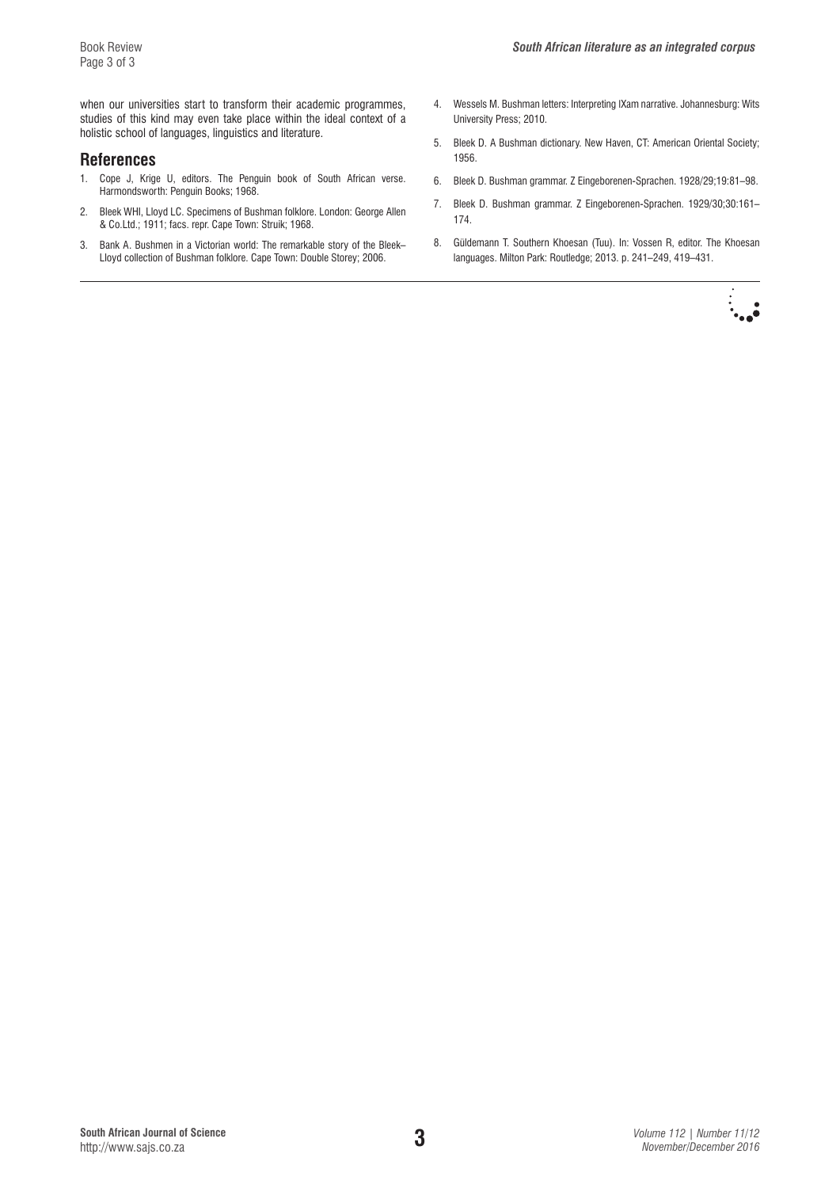when our universities start to transform their academic programmes, studies of this kind may even take place within the ideal context of a holistic school of languages, linguistics and literature.

## References

1. Cope J, Krige U, editors. The Penguin book of South African verse. Harmondsworth: Penguin Books; 1968.
2. Bleek WHI, Lloyd LC. Specimens of Bushman folklore. London: George Allen & Co.Ltd.; 1911; facs. repr. Cape Town: Struik; 1968.
3. Bank A. Bushmen in a Victorian world: The remarkable story of the Bleek–Lloyd collection of Bushman folklore. Cape Town: Double Storey; 2006.
4. Wessels M. Bushman letters: Interpreting |Xam narrative. Johannesburg: Wits University Press; 2010.
5. Bleek D. A Bushman dictionary. New Haven, CT: American Oriental Society; 1956.
6. Bleek D. Bushman grammar. Z Eingeborenen-Sprachen. 1928/29;19:81–98.
7. Bleek D. Bushman grammar. Z Eingeborenen-Sprachen. 1929/30;30:161–174.
8. Güldemann T. Southern Khoesan (Tuu). In: Vossen R, editor. The Khoesan languages. Milton Park: Routledge; 2013. p. 241–249, 419–431.